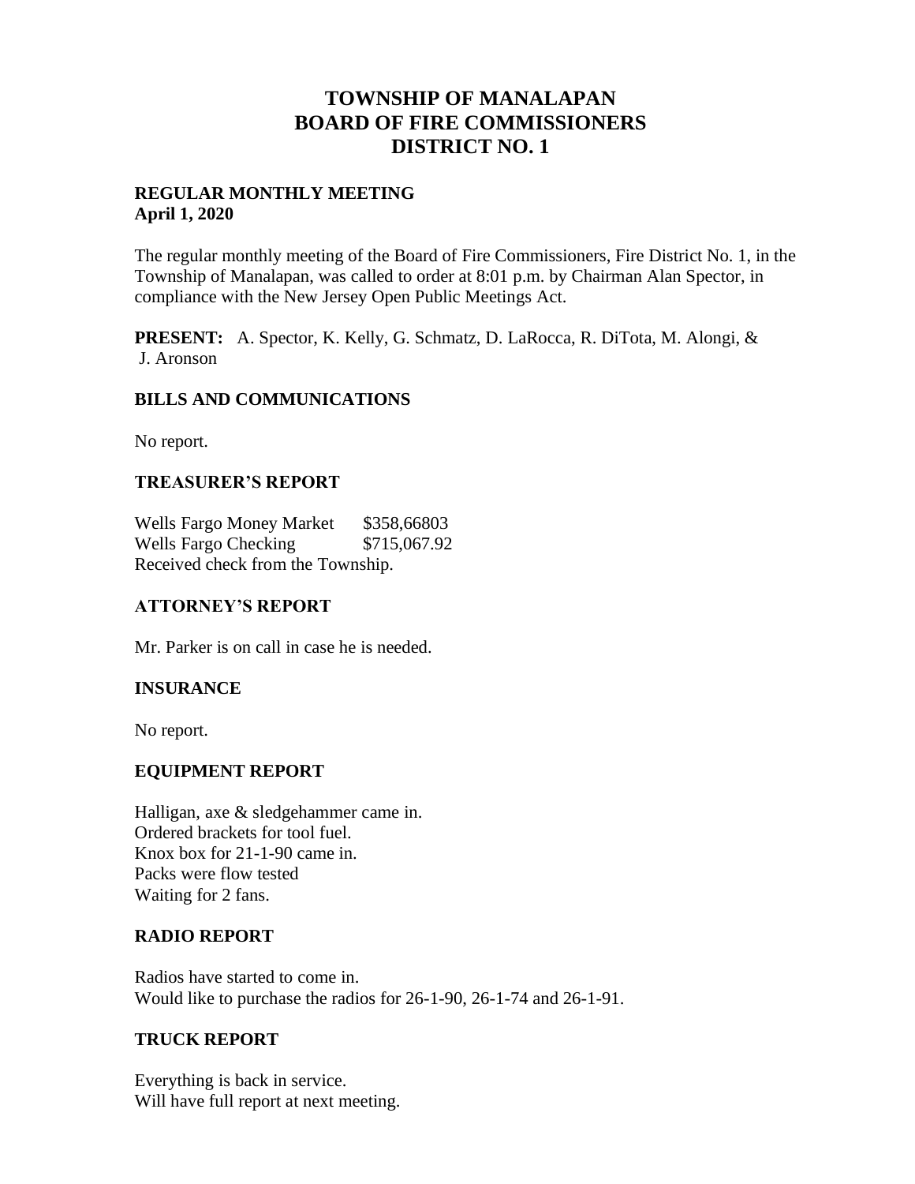# TOWNSHIP OF MANALAPAN
# BOARD OF FIRE COMMISSIONERS
# DISTRICT NO. 1

**REGULAR MONTHLY MEETING**
**April 1, 2020**

The regular monthly meeting of the Board of Fire Commissioners, Fire District No. 1, in the Township of Manalapan, was called to order at 8:01 p.m. by Chairman Alan Spector, in compliance with the New Jersey Open Public Meetings Act.

**PRESENT:** A. Spector, K. Kelly, G. Schmatz, D. LaRocca, R. DiTota, M. Alongi, & J. Aronson

## BILLS AND COMMUNICATIONS

No report.

## TREASURER'S REPORT

Wells Fargo Money Market $358,66803
Wells Fargo Checking $715,067.92
Received check from the Township.

## ATTORNEY'S REPORT

Mr. Parker is on call in case he is needed.

## INSURANCE

No report.

## EQUIPMENT REPORT

Halligan, axe & sledgehammer came in.
Ordered brackets for tool fuel.
Knox box for 21-1-90 came in.
Packs were flow tested
Waiting for 2 fans.

## RADIO REPORT

Radios have started to come in.
Would like to purchase the radios for 26-1-90, 26-1-74 and 26-1-91.

## TRUCK REPORT

Everything is back in service.
Will have full report at next meeting.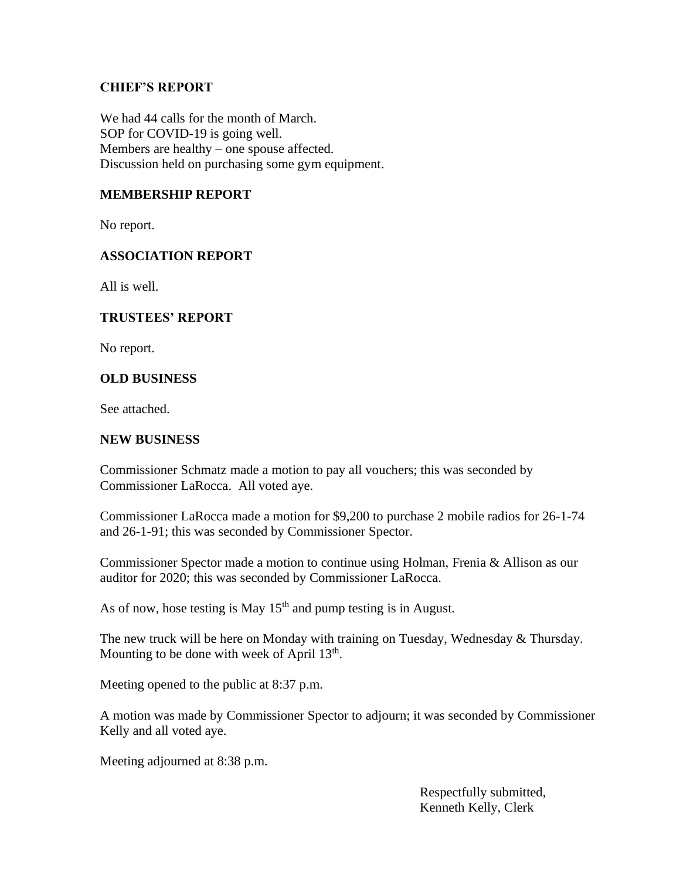### CHIEF'S REPORT

We had 44 calls for the month of March.
SOP for COVID-19 is going well.
Members are healthy – one spouse affected.
Discussion held on purchasing some gym equipment.

### MEMBERSHIP REPORT

No report.

### ASSOCIATION REPORT

All is well.

### TRUSTEES' REPORT

No report.

### OLD BUSINESS

See attached.

### NEW BUSINESS

Commissioner Schmatz made a motion to pay all vouchers; this was seconded by Commissioner LaRocca. All voted aye.

Commissioner LaRocca made a motion for $9,200 to purchase 2 mobile radios for 26-1-74 and 26-1-91; this was seconded by Commissioner Spector.

Commissioner Spector made a motion to continue using Holman, Frenia & Allison as our auditor for 2020; this was seconded by Commissioner LaRocca.

As of now, hose testing is May 15th and pump testing is in August.

The new truck will be here on Monday with training on Tuesday, Wednesday & Thursday. Mounting to be done with week of April 13th.

Meeting opened to the public at 8:37 p.m.

A motion was made by Commissioner Spector to adjourn; it was seconded by Commissioner Kelly and all voted aye.

Meeting adjourned at 8:38 p.m.

Respectfully submitted,
Kenneth Kelly, Clerk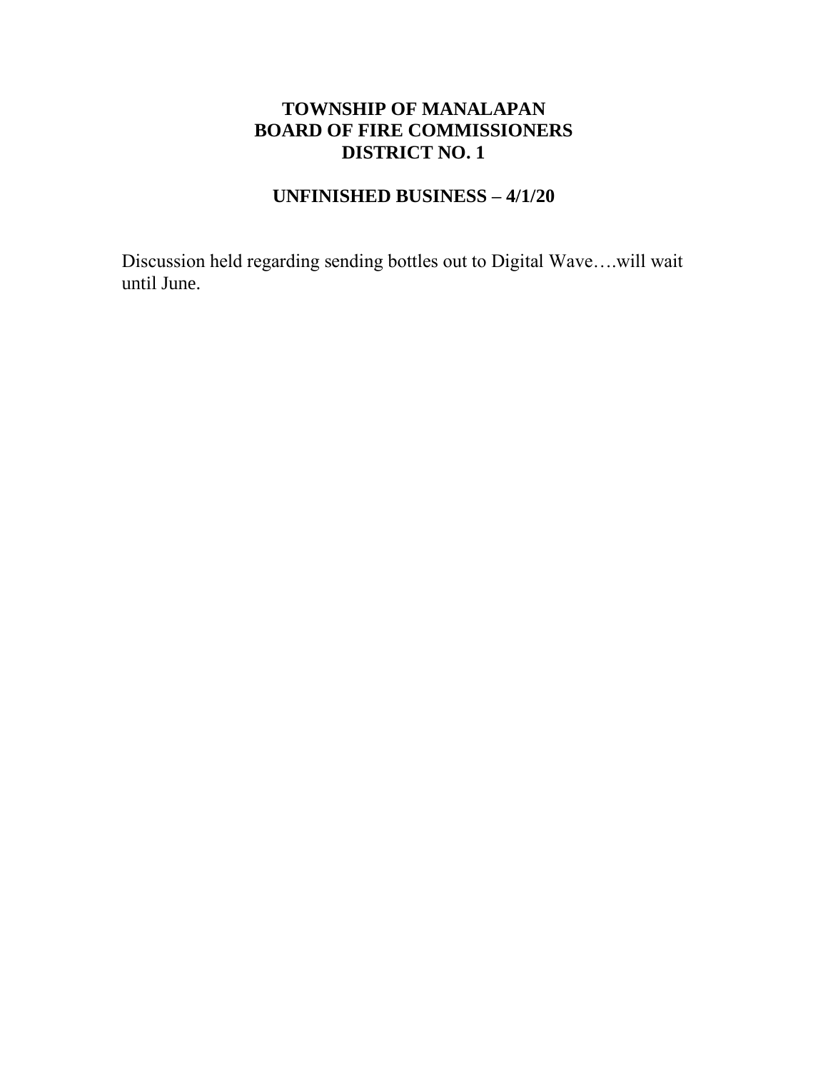# TOWNSHIP OF MANALAPAN
# BOARD OF FIRE COMMISSIONERS
# DISTRICT NO. 1

## UNFINISHED BUSINESS – 4/1/20

Discussion held regarding sending bottles out to Digital Wave….will wait until June.